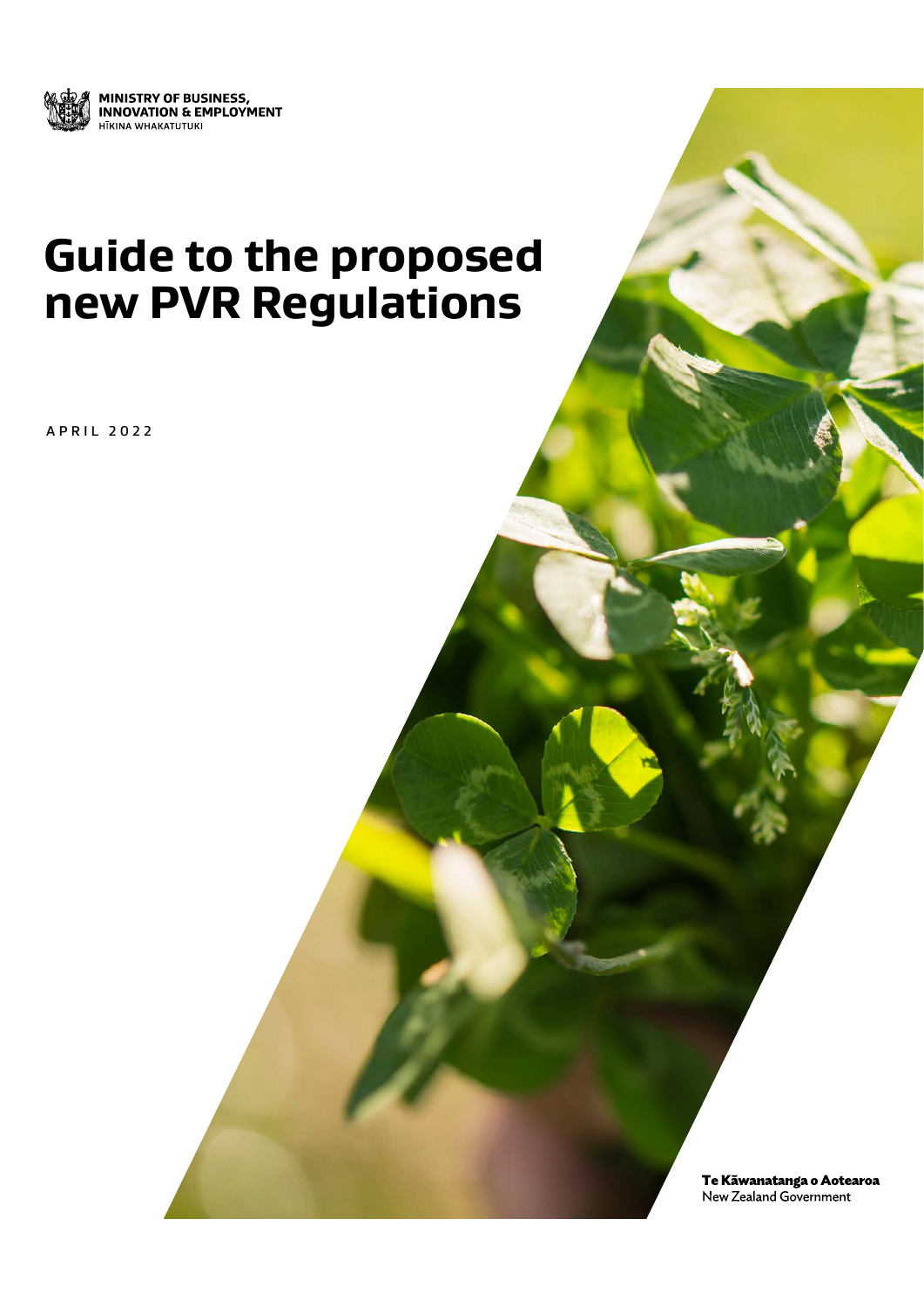MINISTRY OF BUSINESS, INNOVATION & EMPLOYMENT
HĪKINA WHAKATUTUKI

# Guide to the proposed new PVR Regulations

APRIL 2022

**Te Kāwanatanga o Aotearoa**
New Zealand Government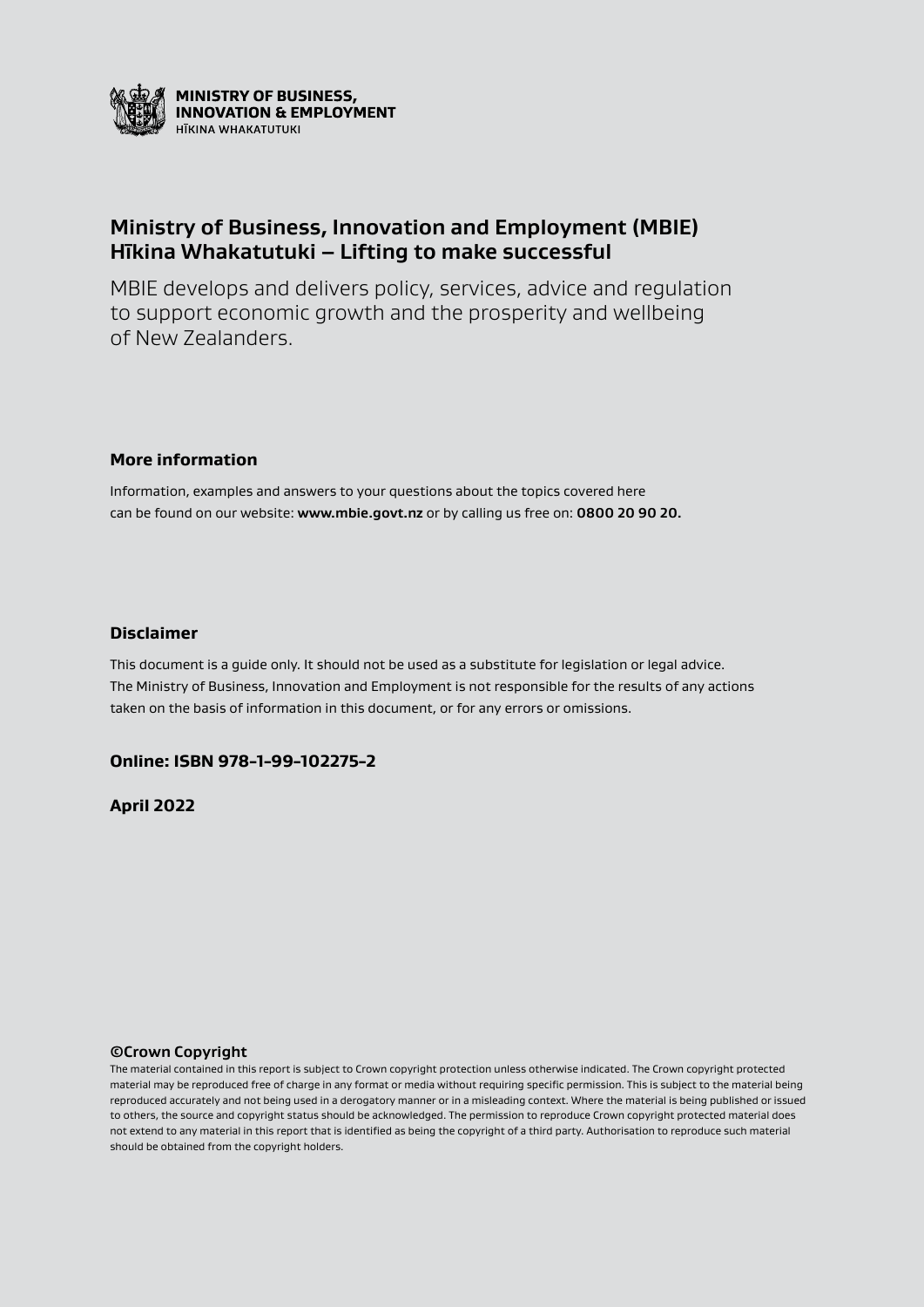**MINISTRY OF BUSINESS, INNOVATION & EMPLOYMENT**
HĪKINA WHAKATUTUKI

## Ministry of Business, Innovation and Employment (MBIE) Hīkina Whakatutuki – Lifting to make successful

MBIE develops and delivers policy, services, advice and regulation to support economic growth and the prosperity and wellbeing of New Zealanders.

### More information

Information, examples and answers to your questions about the topics covered here can be found on our website: **www.mbie.govt.nz** or by calling us free on: **0800 20 90 20.**

### Disclaimer

This document is a guide only. It should not be used as a substitute for legislation or legal advice. The Ministry of Business, Innovation and Employment is not responsible for the results of any actions taken on the basis of information in this document, or for any errors or omissions.

**Online: ISBN 978-1-99-102275-2**

**April 2022**

**©Crown Copyright**

The material contained in this report is subject to Crown copyright protection unless otherwise indicated. The Crown copyright protected material may be reproduced free of charge in any format or media without requiring specific permission. This is subject to the material being reproduced accurately and not being used in a derogatory manner or in a misleading context. Where the material is being published or issued to others, the source and copyright status should be acknowledged. The permission to reproduce Crown copyright protected material does not extend to any material in this report that is identified as being the copyright of a third party. Authorisation to reproduce such material should be obtained from the copyright holders.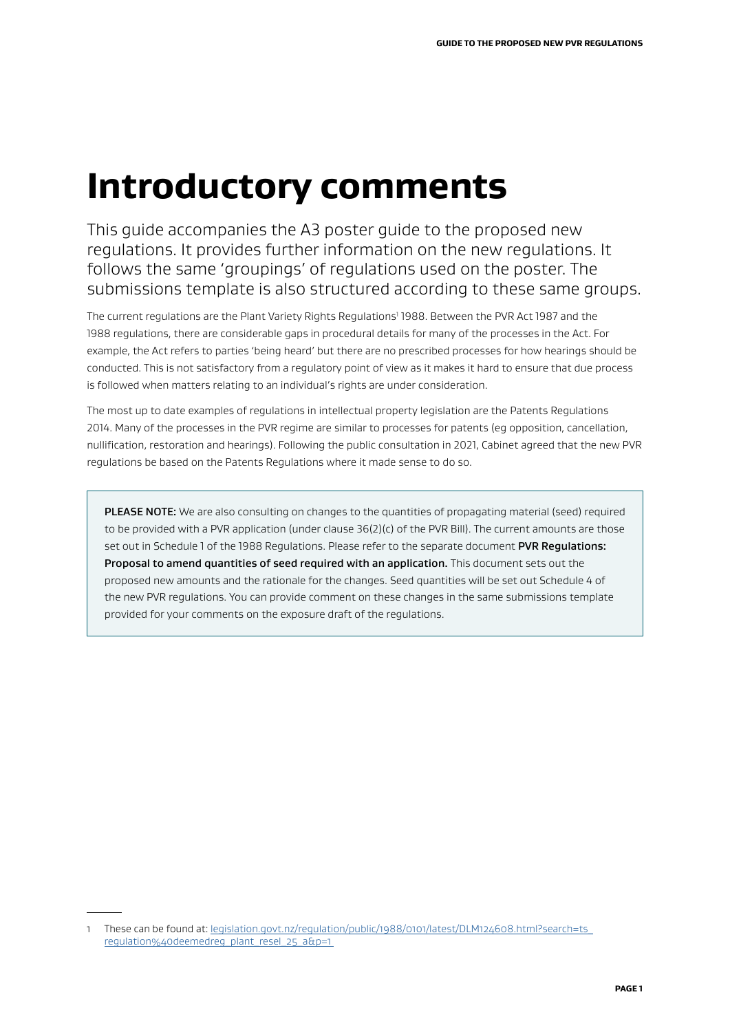# Introductory comments

This guide accompanies the A3 poster guide to the proposed new regulations. It provides further information on the new regulations. It follows the same 'groupings' of regulations used on the poster. The submissions template is also structured according to these same groups.

The current regulations are the Plant Variety Rights Regulations[1] 1988. Between the PVR Act 1987 and the 1988 regulations, there are considerable gaps in procedural details for many of the processes in the Act. For example, the Act refers to parties 'being heard' but there are no prescribed processes for how hearings should be conducted. This is not satisfactory from a regulatory point of view as it makes it hard to ensure that due process is followed when matters relating to an individual's rights are under consideration.

The most up to date examples of regulations in intellectual property legislation are the Patents Regulations 2014. Many of the processes in the PVR regime are similar to processes for patents (eg opposition, cancellation, nullification, restoration and hearings). Following the public consultation in 2021, Cabinet agreed that the new PVR regulations be based on the Patents Regulations where it made sense to do so.

> **PLEASE NOTE:** We are also consulting on changes to the quantities of propagating material (seed) required to be provided with a PVR application (under clause 36(2)(c) of the PVR Bill). The current amounts are those set out in Schedule 1 of the 1988 Regulations. Please refer to the separate document **PVR Regulations: Proposal to amend quantities of seed required with an application.** This document sets out the proposed new amounts and the rationale for the changes. Seed quantities will be set out Schedule 4 of the new PVR regulations. You can provide comment on these changes in the same submissions template provided for your comments on the exposure draft of the regulations.

1 These can be found at: [legislation.govt.nz/regulation/public/1988/0101/latest/DLM124608.html?search=ts_regulation%40deemedreg_plant_resel_25_a&p=1](legislation.govt.nz/regulation/public/1988/0101/latest/DLM124608.html?search=ts_regulation%40deemedreg_plant_resel_25_a&p=1)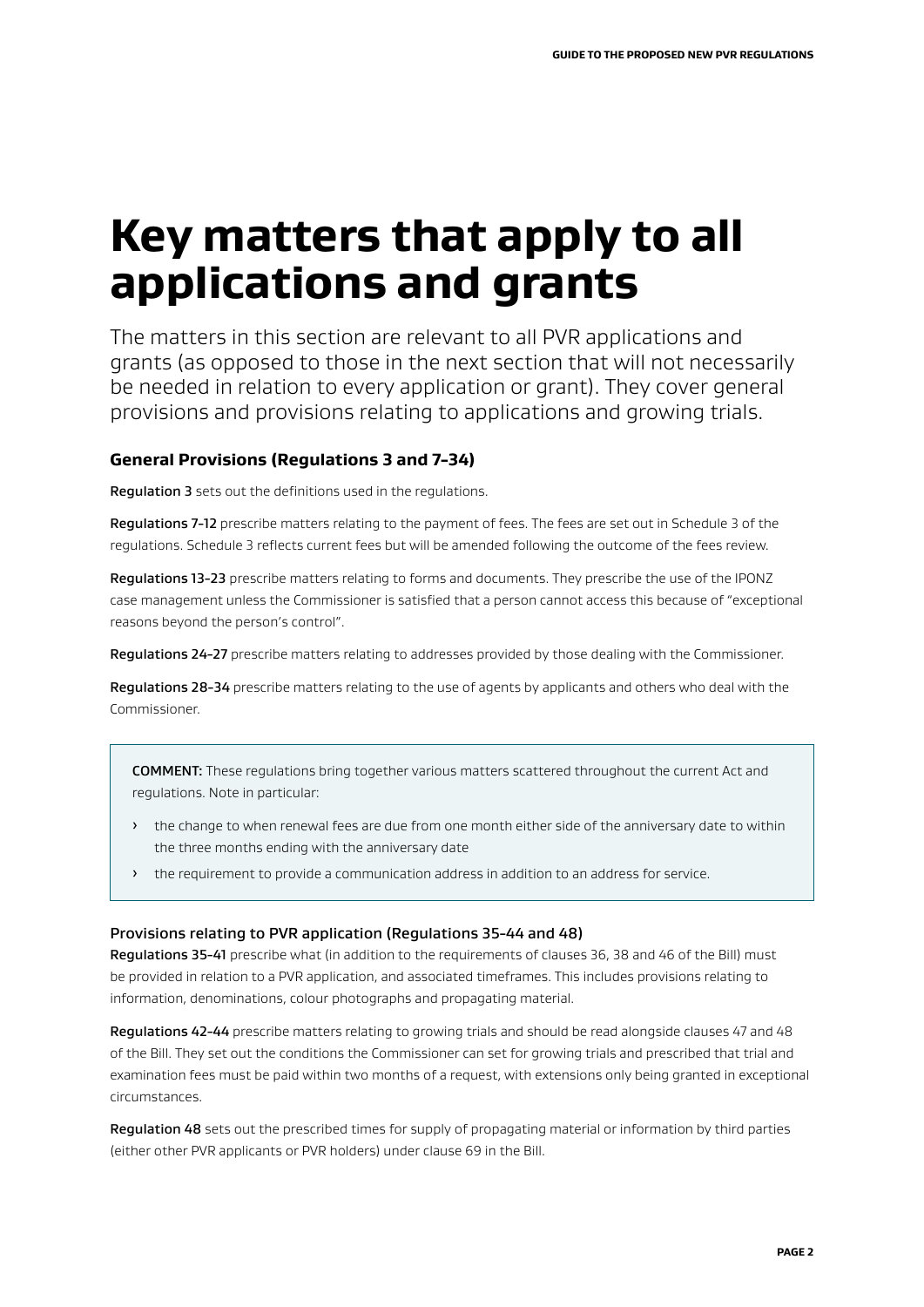# Key matters that apply to all applications and grants

The matters in this section are relevant to all PVR applications and grants (as opposed to those in the next section that will not necessarily be needed in relation to every application or grant). They cover general provisions and provisions relating to applications and growing trials.

### General Provisions (Regulations 3 and 7–34)

**Regulation 3** sets out the definitions used in the regulations.

**Regulations 7–12** prescribe matters relating to the payment of fees. The fees are set out in Schedule 3 of the regulations. Schedule 3 reflects current fees but will be amended following the outcome of the fees review.

**Regulations 13–23** prescribe matters relating to forms and documents. They prescribe the use of the IPONZ case management unless the Commissioner is satisfied that a person cannot access this because of "exceptional reasons beyond the person's control".

**Regulations 24–27** prescribe matters relating to addresses provided by those dealing with the Commissioner.

**Regulations 28–34** prescribe matters relating to the use of agents by applicants and others who deal with the Commissioner.

> **COMMENT:** These regulations bring together various matters scattered throughout the current Act and regulations. Note in particular:
>
> - the change to when renewal fees are due from one month either side of the anniversary date to within the three months ending with the anniversary date
> - the requirement to provide a communication address in addition to an address for service.

#### Provisions relating to PVR application (Regulations 35–44 and 48)

**Regulations 35–41** prescribe what (in addition to the requirements of clauses 36, 38 and 46 of the Bill) must be provided in relation to a PVR application, and associated timeframes. This includes provisions relating to information, denominations, colour photographs and propagating material.

**Regulations 42–44** prescribe matters relating to growing trials and should be read alongside clauses 47 and 48 of the Bill. They set out the conditions the Commissioner can set for growing trials and prescribed that trial and examination fees must be paid within two months of a request, with extensions only being granted in exceptional circumstances.

**Regulation 48** sets out the prescribed times for supply of propagating material or information by third parties (either other PVR applicants or PVR holders) under clause 69 in the Bill.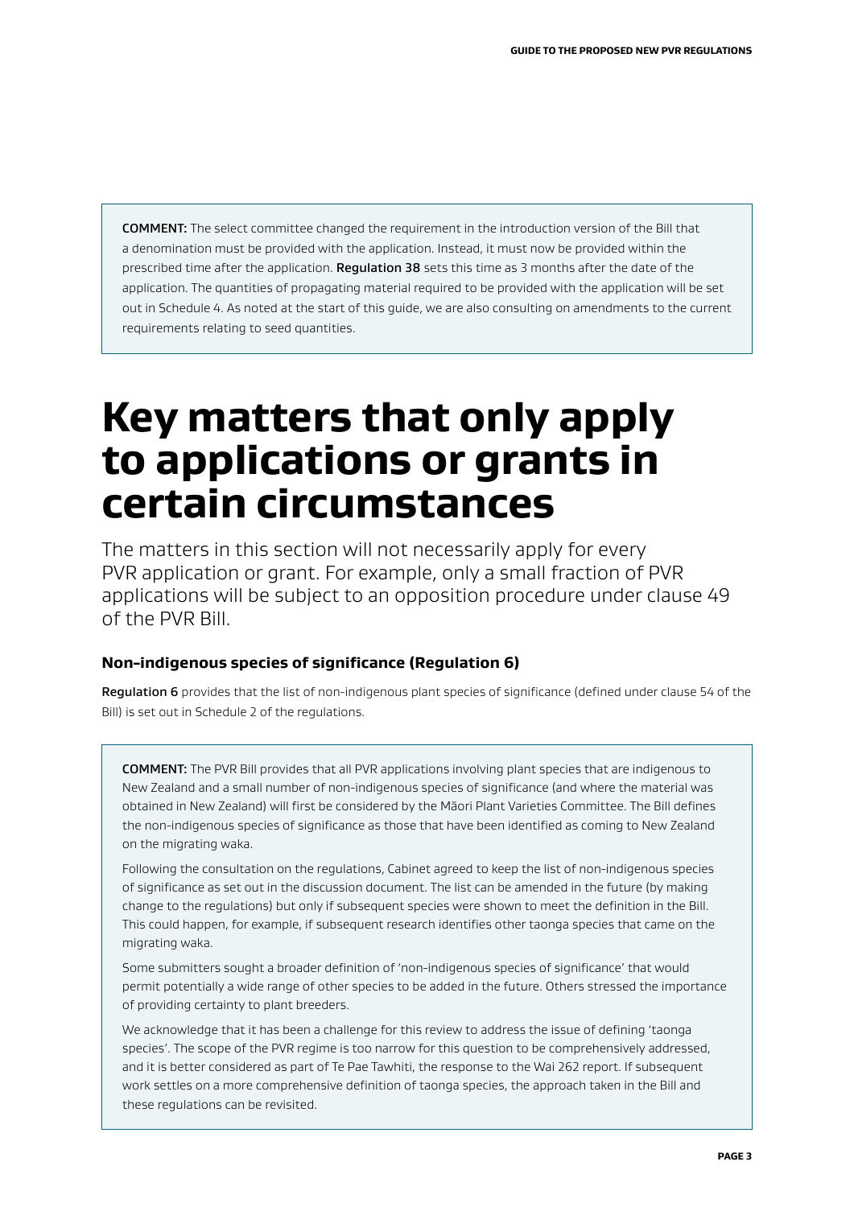**COMMENT:** The select committee changed the requirement in the introduction version of the Bill that a denomination must be provided with the application. Instead, it must now be provided within the prescribed time after the application. **Regulation 38** sets this time as 3 months after the date of the application. The quantities of propagating material required to be provided with the application will be set out in Schedule 4. As noted at the start of this guide, we are also consulting on amendments to the current requirements relating to seed quantities.

# Key matters that only apply to applications or grants in certain circumstances

The matters in this section will not necessarily apply for every PVR application or grant. For example, only a small fraction of PVR applications will be subject to an opposition procedure under clause 49 of the PVR Bill.

### Non-indigenous species of significance (Regulation 6)

**Regulation 6** provides that the list of non-indigenous plant species of significance (defined under clause 54 of the Bill) is set out in Schedule 2 of the regulations.

**COMMENT:** The PVR Bill provides that all PVR applications involving plant species that are indigenous to New Zealand and a small number of non-indigenous species of significance (and where the material was obtained in New Zealand) will first be considered by the Māori Plant Varieties Committee. The Bill defines the non-indigenous species of significance as those that have been identified as coming to New Zealand on the migrating waka.

Following the consultation on the regulations, Cabinet agreed to keep the list of non-indigenous species of significance as set out in the discussion document. The list can be amended in the future (by making change to the regulations) but only if subsequent species were shown to meet the definition in the Bill. This could happen, for example, if subsequent research identifies other taonga species that came on the migrating waka.

Some submitters sought a broader definition of 'non-indigenous species of significance' that would permit potentially a wide range of other species to be added in the future. Others stressed the importance of providing certainty to plant breeders.

We acknowledge that it has been a challenge for this review to address the issue of defining 'taonga species'. The scope of the PVR regime is too narrow for this question to be comprehensively addressed, and it is better considered as part of Te Pae Tawhiti, the response to the Wai 262 report. If subsequent work settles on a more comprehensive definition of taonga species, the approach taken in the Bill and these regulations can be revisited.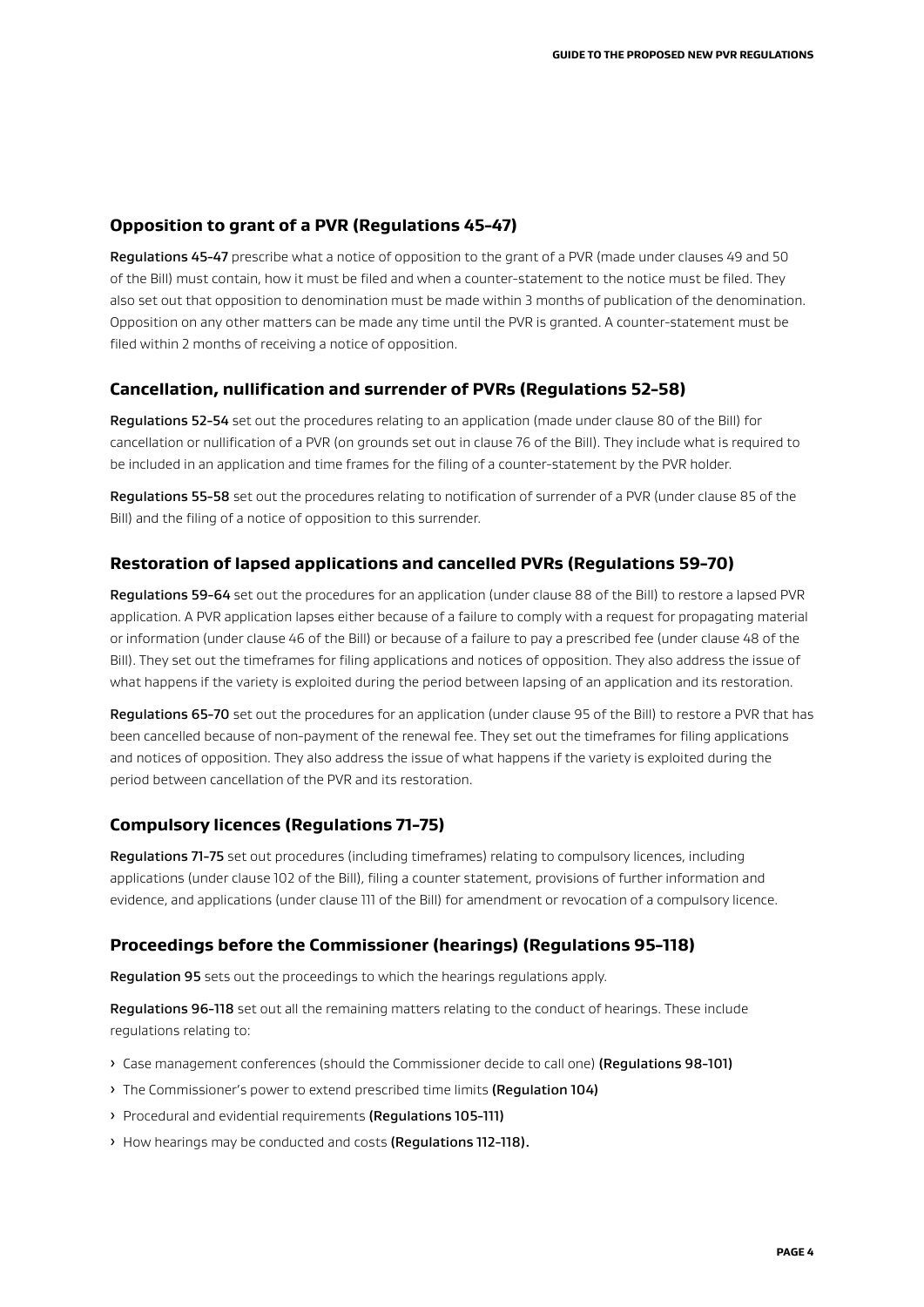## Opposition to grant of a PVR (Regulations 45–47)

**Regulations 45-47** prescribe what a notice of opposition to the grant of a PVR (made under clauses 49 and 50 of the Bill) must contain, how it must be filed and when a counter-statement to the notice must be filed. They also set out that opposition to denomination must be made within 3 months of publication of the denomination. Opposition on any other matters can be made any time until the PVR is granted. A counter-statement must be filed within 2 months of receiving a notice of opposition.

## Cancellation, nullification and surrender of PVRs (Regulations 52-58)

**Regulations 52-54** set out the procedures relating to an application (made under clause 80 of the Bill) for cancellation or nullification of a PVR (on grounds set out in clause 76 of the Bill). They include what is required to be included in an application and time frames for the filing of a counter-statement by the PVR holder.

**Regulations 55-58** set out the procedures relating to notification of surrender of a PVR (under clause 85 of the Bill) and the filing of a notice of opposition to this surrender.

## Restoration of lapsed applications and cancelled PVRs (Regulations 59-70)

**Regulations 59-64** set out the procedures for an application (under clause 88 of the Bill) to restore a lapsed PVR application. A PVR application lapses either because of a failure to comply with a request for propagating material or information (under clause 46 of the Bill) or because of a failure to pay a prescribed fee (under clause 48 of the Bill). They set out the timeframes for filing applications and notices of opposition. They also address the issue of what happens if the variety is exploited during the period between lapsing of an application and its restoration.

**Regulations 65-70** set out the procedures for an application (under clause 95 of the Bill) to restore a PVR that has been cancelled because of non-payment of the renewal fee. They set out the timeframes for filing applications and notices of opposition. They also address the issue of what happens if the variety is exploited during the period between cancellation of the PVR and its restoration.

## Compulsory licences (Regulations 71-75)

**Regulations 71-75** set out procedures (including timeframes) relating to compulsory licences, including applications (under clause 102 of the Bill), filing a counter statement, provisions of further information and evidence, and applications (under clause 111 of the Bill) for amendment or revocation of a compulsory licence.

## Proceedings before the Commissioner (hearings) (Regulations 95-118)

**Regulation 95** sets out the proceedings to which the hearings regulations apply.

**Regulations 96-118** set out all the remaining matters relating to the conduct of hearings. These include regulations relating to:

- Case management conferences (should the Commissioner decide to call one) **(Regulations 98-101)**
- The Commissioner's power to extend prescribed time limits **(Regulation 104)**
- Procedural and evidential requirements **(Regulations 105-111)**
- How hearings may be conducted and costs **(Regulations 112-118).**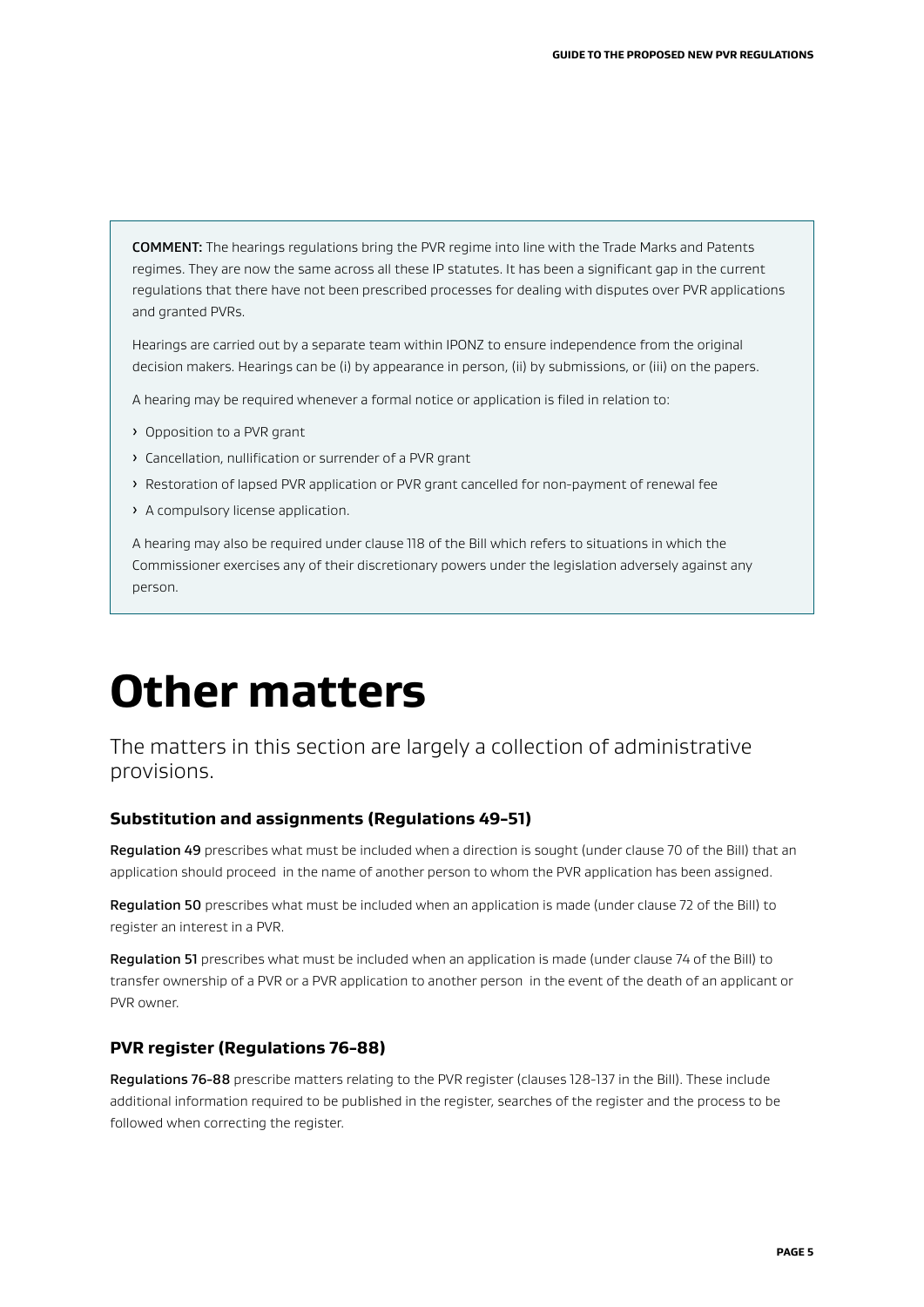**COMMENT:** The hearings regulations bring the PVR regime into line with the Trade Marks and Patents regimes. They are now the same across all these IP statutes. It has been a significant gap in the current regulations that there have not been prescribed processes for dealing with disputes over PVR applications and granted PVRs.

Hearings are carried out by a separate team within IPONZ to ensure independence from the original decision makers. Hearings can be (i) by appearance in person, (ii) by submissions, or (iii) on the papers.

A hearing may be required whenever a formal notice or application is filed in relation to:

- Opposition to a PVR grant
- Cancellation, nullification or surrender of a PVR grant
- Restoration of lapsed PVR application or PVR grant cancelled for non-payment of renewal fee
- A compulsory license application.

A hearing may also be required under clause 118 of the Bill which refers to situations in which the Commissioner exercises any of their discretionary powers under the legislation adversely against any person.

# Other matters

The matters in this section are largely a collection of administrative provisions.

### Substitution and assignments (Regulations 49-51)

**Regulation 49** prescribes what must be included when a direction is sought (under clause 70 of the Bill) that an application should proceed in the name of another person to whom the PVR application has been assigned.

**Regulation 50** prescribes what must be included when an application is made (under clause 72 of the Bill) to register an interest in a PVR.

**Regulation 51** prescribes what must be included when an application is made (under clause 74 of the Bill) to transfer ownership of a PVR or a PVR application to another person in the event of the death of an applicant or PVR owner.

### PVR register (Regulations 76-88)

**Regulations 76-88** prescribe matters relating to the PVR register (clauses 128-137 in the Bill). These include additional information required to be published in the register, searches of the register and the process to be followed when correcting the register.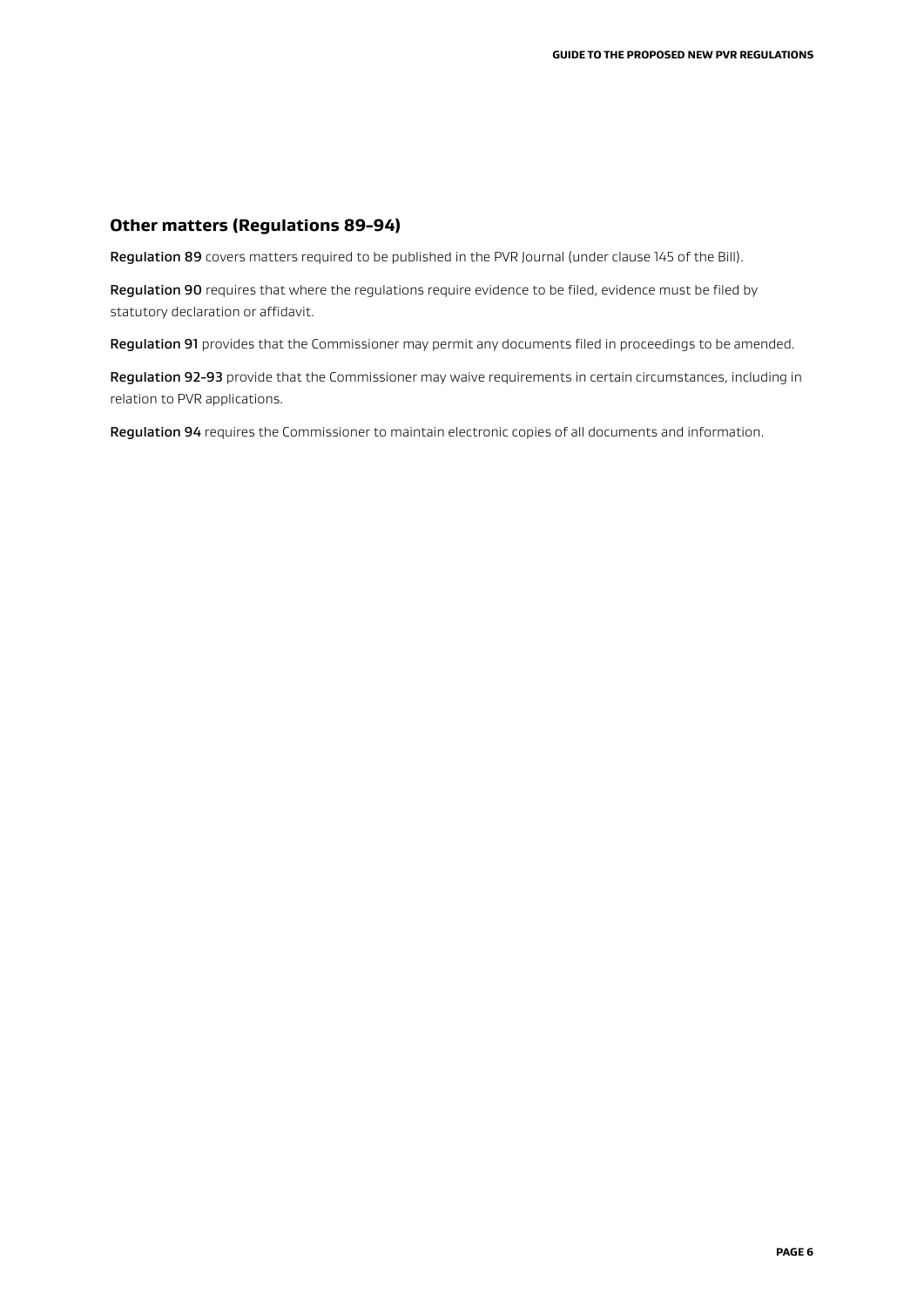## Other matters (Regulations 89-94)

**Regulation 89** covers matters required to be published in the PVR Journal (under clause 145 of the Bill).

**Regulation 90** requires that where the regulations require evidence to be filed, evidence must be filed by statutory declaration or affidavit.

**Regulation 91** provides that the Commissioner may permit any documents filed in proceedings to be amended.

**Regulation 92-93** provide that the Commissioner may waive requirements in certain circumstances, including in relation to PVR applications.

**Regulation 94** requires the Commissioner to maintain electronic copies of all documents and information.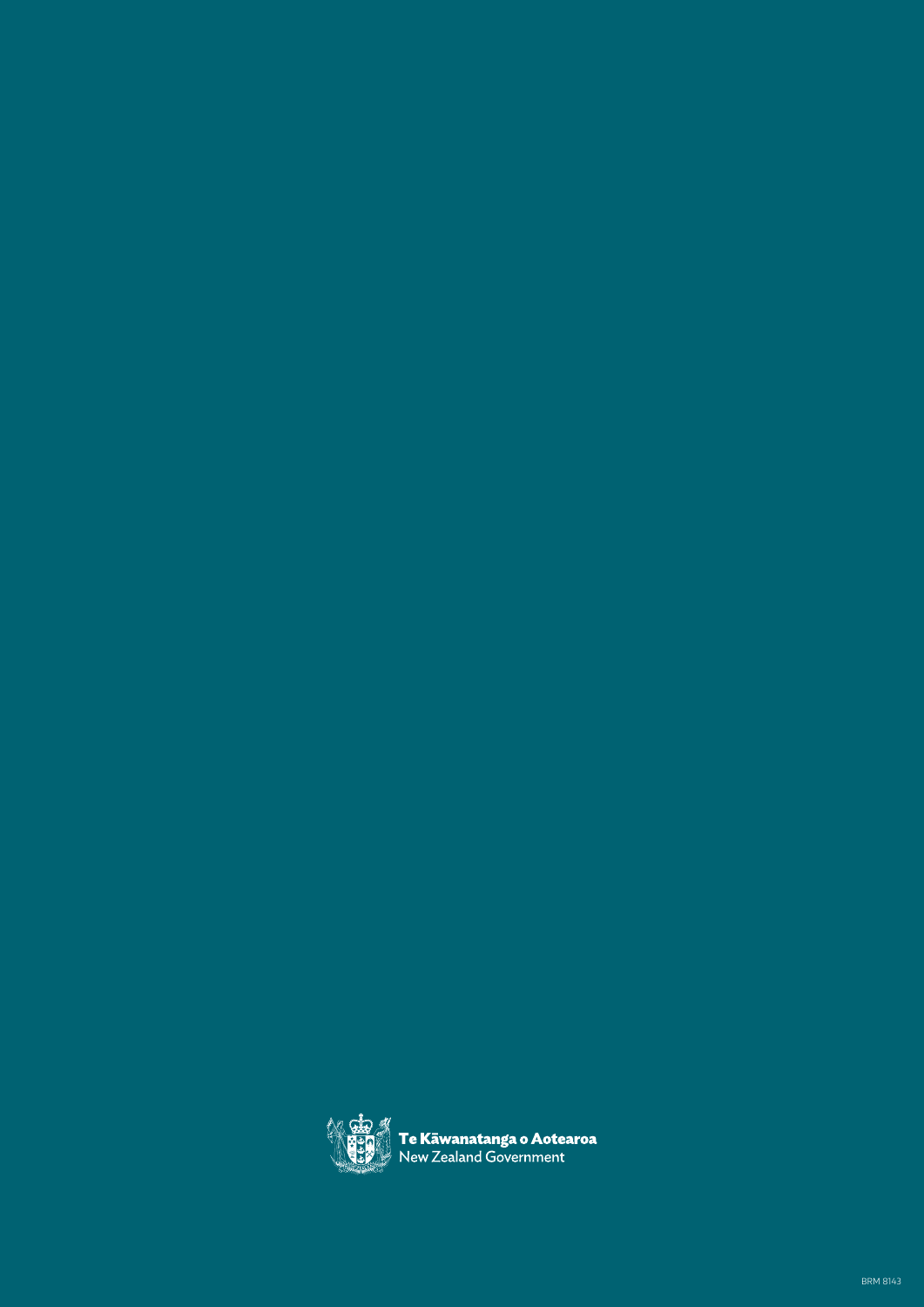Te Kāwanatanga o Aotearoa
New Zealand Government

BRM 8143